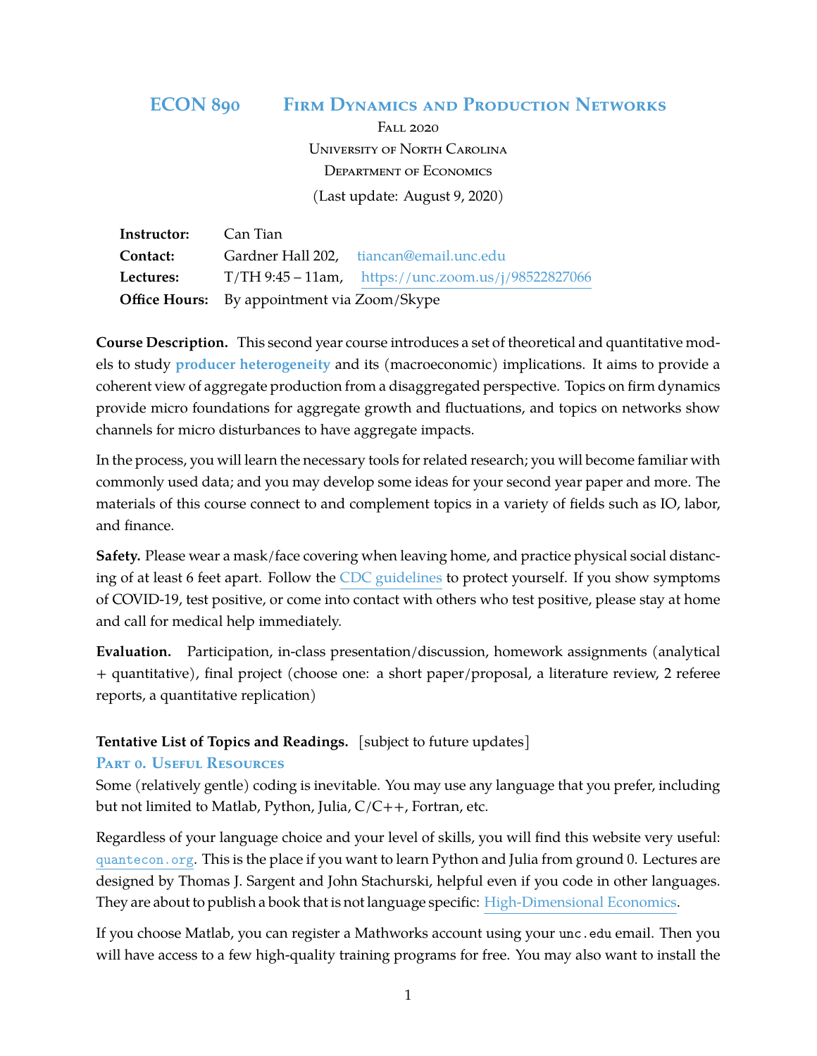# ECON 890 Firm Dynamics and Production Networks

Fall 2020

University of North Carolina

Department of Economics

(Last update: August 9, 2020)

| | |
|---|---|
| **Instructor:** | Can Tian |
| **Contact:** | Gardner Hall 202, tiancan@email.unc.edu |
| **Lectures:** | T/TH 9:45 – 11am, https://unc.zoom.us/j/98522827066 |
| **Office Hours:** | By appointment via Zoom/Skype |

**Course Description.** This second year course introduces a set of theoretical and quantitative models to study **producer heterogeneity** and its (macroeconomic) implications. It aims to provide a coherent view of aggregate production from a disaggregated perspective. Topics on firm dynamics provide micro foundations for aggregate growth and fluctuations, and topics on networks show channels for micro disturbances to have aggregate impacts.

In the process, you will learn the necessary tools for related research; you will become familiar with commonly used data; and you may develop some ideas for your second year paper and more. The materials of this course connect to and complement topics in a variety of fields such as IO, labor, and finance.

**Safety.** Please wear a mask/face covering when leaving home, and practice physical social distancing of at least 6 feet apart. Follow the CDC guidelines to protect yourself. If you show symptoms of COVID-19, test positive, or come into contact with others who test positive, please stay at home and call for medical help immediately.

**Evaluation.** Participation, in-class presentation/discussion, homework assignments (analytical + quantitative), final project (choose one: a short paper/proposal, a literature review, 2 referee reports, a quantitative replication)

**Tentative List of Topics and Readings.** [subject to future updates]

## Part 0. Useful Resources

Some (relatively gentle) coding is inevitable. You may use any language that you prefer, including but not limited to Matlab, Python, Julia, C/C++, Fortran, etc.

Regardless of your language choice and your level of skills, you will find this website very useful: `quantecon.org`. This is the place if you want to learn Python and Julia from ground 0. Lectures are designed by Thomas J. Sargent and John Stachurski, helpful even if you code in other languages. They are about to publish a book that is not language specific: High-Dimensional Economics.

If you choose Matlab, you can register a Mathworks account using your `unc.edu` email. Then you will have access to a few high-quality training programs for free. You may also want to install the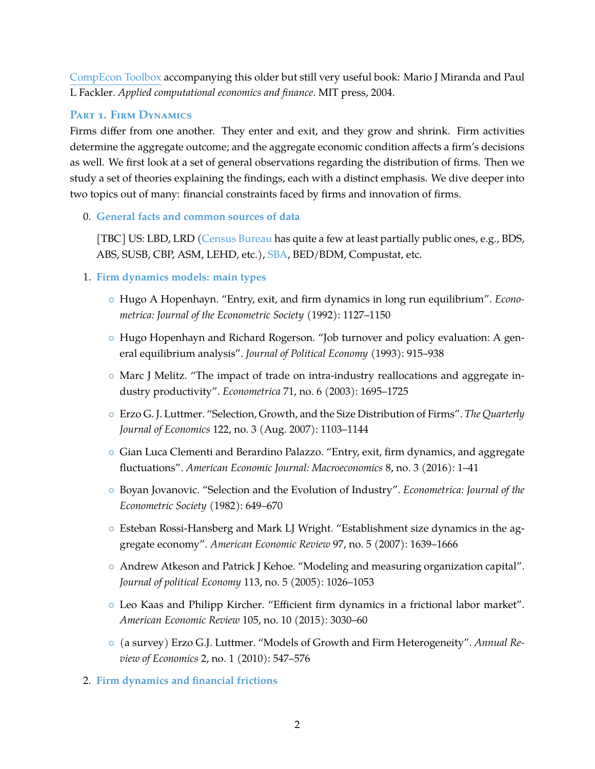CompEcon Toolbox accompanying this older but still very useful book: Mario J Miranda and Paul L Fackler. *Applied computational economics and finance*. MIT press, 2004.

## Part 1. Firm Dynamics

Firms differ from one another. They enter and exit, and they grow and shrink. Firm activities determine the aggregate outcome; and the aggregate economic condition affects a firm's decisions as well. We first look at a set of general observations regarding the distribution of firms. Then we study a set of theories explaining the findings, each with a distinct emphasis. We dive deeper into two topics out of many: financial constraints faced by firms and innovation of firms.

0. **General facts and common sources of data**

   [TBC] US: LBD, LRD (Census Bureau has quite a few at least partially public ones, e.g., BDS, ABS, SUSB, CBP, ASM, LEHD, etc.), SBA, BED/BDM, Compustat, etc.

1. **Firm dynamics models: main types**

   - Hugo A Hopenhayn. "Entry, exit, and firm dynamics in long run equilibrium". *Econometrica: Journal of the Econometric Society* (1992): 1127–1150
   - Hugo Hopenhayn and Richard Rogerson. "Job turnover and policy evaluation: A general equilibrium analysis". *Journal of Political Economy* (1993): 915–938
   - Marc J Melitz. "The impact of trade on intra-industry reallocations and aggregate industry productivity". *Econometrica* 71, no. 6 (2003): 1695–1725
   - Erzo G. J. Luttmer. "Selection, Growth, and the Size Distribution of Firms". *The Quarterly Journal of Economics* 122, no. 3 (Aug. 2007): 1103–1144
   - Gian Luca Clementi and Berardino Palazzo. "Entry, exit, firm dynamics, and aggregate fluctuations". *American Economic Journal: Macroeconomics* 8, no. 3 (2016): 1–41
   - Boyan Jovanovic. "Selection and the Evolution of Industry". *Econometrica: Journal of the Econometric Society* (1982): 649–670
   - Esteban Rossi-Hansberg and Mark LJ Wright. "Establishment size dynamics in the aggregate economy". *American Economic Review* 97, no. 5 (2007): 1639–1666
   - Andrew Atkeson and Patrick J Kehoe. "Modeling and measuring organization capital". *Journal of political Economy* 113, no. 5 (2005): 1026–1053
   - Leo Kaas and Philipp Kircher. "Efficient firm dynamics in a frictional labor market". *American Economic Review* 105, no. 10 (2015): 3030–60
   - (a survey) Erzo G.J. Luttmer. "Models of Growth and Firm Heterogeneity". *Annual Review of Economics* 2, no. 1 (2010): 547–576

2. **Firm dynamics and financial frictions**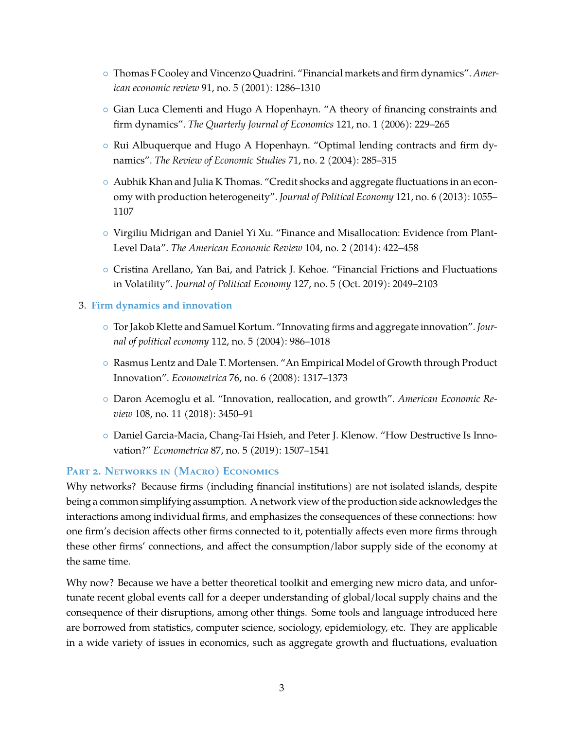- Thomas F Cooley and Vincenzo Quadrini. "Financial markets and firm dynamics". *American economic review* 91, no. 5 (2001): 1286–1310
- Gian Luca Clementi and Hugo A Hopenhayn. "A theory of financing constraints and firm dynamics". *The Quarterly Journal of Economics* 121, no. 1 (2006): 229–265
- Rui Albuquerque and Hugo A Hopenhayn. "Optimal lending contracts and firm dynamics". *The Review of Economic Studies* 71, no. 2 (2004): 285–315
- Aubhik Khan and Julia K Thomas. "Credit shocks and aggregate fluctuations in an economy with production heterogeneity". *Journal of Political Economy* 121, no. 6 (2013): 1055–1107
- Virgiliu Midrigan and Daniel Yi Xu. "Finance and Misallocation: Evidence from Plant-Level Data". *The American Economic Review* 104, no. 2 (2014): 422–458
- Cristina Arellano, Yan Bai, and Patrick J. Kehoe. "Financial Frictions and Fluctuations in Volatility". *Journal of Political Economy* 127, no. 5 (Oct. 2019): 2049–2103

3. **Firm dynamics and innovation**

   - Tor Jakob Klette and Samuel Kortum. "Innovating firms and aggregate innovation". *Journal of political economy* 112, no. 5 (2004): 986–1018
   - Rasmus Lentz and Dale T. Mortensen. "An Empirical Model of Growth through Product Innovation". *Econometrica* 76, no. 6 (2008): 1317–1373
   - Daron Acemoglu et al. "Innovation, reallocation, and growth". *American Economic Review* 108, no. 11 (2018): 3450–91
   - Daniel Garcia-Macia, Chang-Tai Hsieh, and Peter J. Klenow. "How Destructive Is Innovation?" *Econometrica* 87, no. 5 (2019): 1507–1541

## Part 2. Networks in (Macro) Economics

Why networks? Because firms (including financial institutions) are not isolated islands, despite being a common simplifying assumption. A network view of the production side acknowledges the interactions among individual firms, and emphasizes the consequences of these connections: how one firm's decision affects other firms connected to it, potentially affects even more firms through these other firms' connections, and affect the consumption/labor supply side of the economy at the same time.

Why now? Because we have a better theoretical toolkit and emerging new micro data, and unfortunate recent global events call for a deeper understanding of global/local supply chains and the consequence of their disruptions, among other things. Some tools and language introduced here are borrowed from statistics, computer science, sociology, epidemiology, etc. They are applicable in a wide variety of issues in economics, such as aggregate growth and fluctuations, evaluation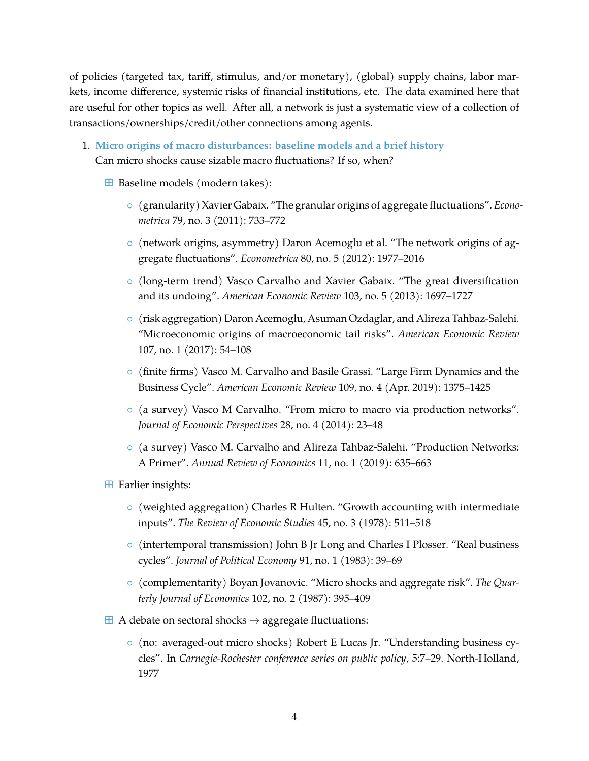of policies (targeted tax, tariff, stimulus, and/or monetary), (global) supply chains, labor markets, income difference, systemic risks of financial institutions, etc. The data examined here that are useful for other topics as well. After all, a network is just a systematic view of a collection of transactions/ownerships/credit/other connections among agents.

1. **Micro origins of macro disturbances: baseline models and a brief history**
   Can micro shocks cause sizable macro fluctuations? If so, when?

   ⊞ Baseline models (modern takes):

   - (granularity) Xavier Gabaix. "The granular origins of aggregate fluctuations". *Econometrica* 79, no. 3 (2011): 733–772
   - (network origins, asymmetry) Daron Acemoglu et al. "The network origins of aggregate fluctuations". *Econometrica* 80, no. 5 (2012): 1977–2016
   - (long-term trend) Vasco Carvalho and Xavier Gabaix. "The great diversification and its undoing". *American Economic Review* 103, no. 5 (2013): 1697–1727
   - (risk aggregation) Daron Acemoglu, Asuman Ozdaglar, and Alireza Tahbaz-Salehi. "Microeconomic origins of macroeconomic tail risks". *American Economic Review* 107, no. 1 (2017): 54–108
   - (finite firms) Vasco M. Carvalho and Basile Grassi. "Large Firm Dynamics and the Business Cycle". *American Economic Review* 109, no. 4 (Apr. 2019): 1375–1425
   - (a survey) Vasco M Carvalho. "From micro to macro via production networks". *Journal of Economic Perspectives* 28, no. 4 (2014): 23–48
   - (a survey) Vasco M. Carvalho and Alireza Tahbaz-Salehi. "Production Networks: A Primer". *Annual Review of Economics* 11, no. 1 (2019): 635–663

   ⊞ Earlier insights:

   - (weighted aggregation) Charles R Hulten. "Growth accounting with intermediate inputs". *The Review of Economic Studies* 45, no. 3 (1978): 511–518
   - (intertemporal transmission) John B Jr Long and Charles I Plosser. "Real business cycles". *Journal of Political Economy* 91, no. 1 (1983): 39–69
   - (complementarity) Boyan Jovanovic. "Micro shocks and aggregate risk". *The Quarterly Journal of Economics* 102, no. 2 (1987): 395–409

   ⊞ A debate on sectoral shocks → aggregate fluctuations:

   - (no: averaged-out micro shocks) Robert E Lucas Jr. "Understanding business cycles". In *Carnegie-Rochester conference series on public policy*, 5:7–29. North-Holland, 1977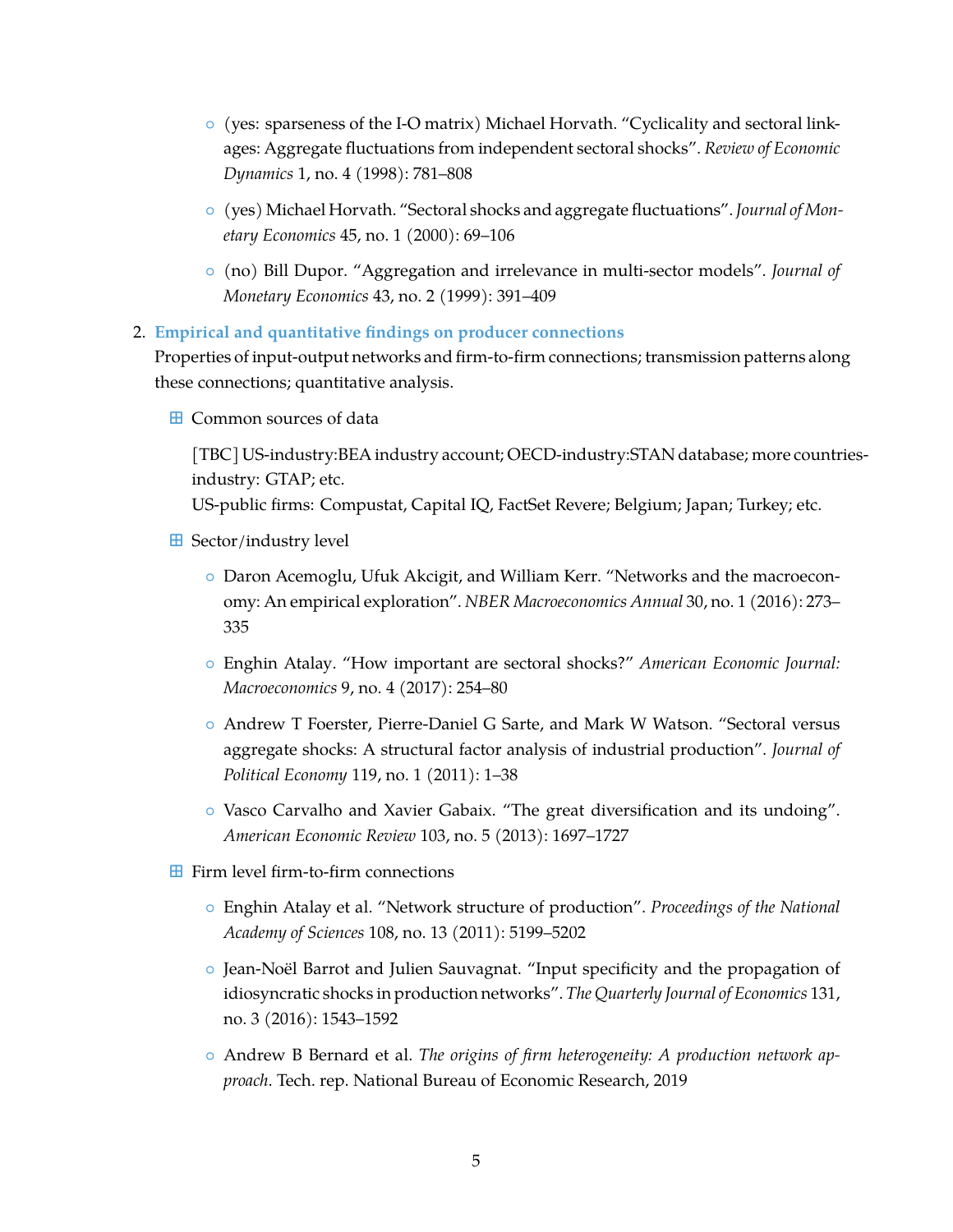- (yes: sparseness of the I-O matrix) Michael Horvath. "Cyclicality and sectoral linkages: Aggregate fluctuations from independent sectoral shocks". *Review of Economic Dynamics* 1, no. 4 (1998): 781–808
- (yes) Michael Horvath. "Sectoral shocks and aggregate fluctuations". *Journal of Monetary Economics* 45, no. 1 (2000): 69–106
- (no) Bill Dupor. "Aggregation and irrelevance in multi-sector models". *Journal of Monetary Economics* 43, no. 2 (1999): 391–409

2. **Empirical and quantitative findings on producer connections**
   Properties of input-output networks and firm-to-firm connections; transmission patterns along these connections; quantitative analysis.

   ⊞ Common sources of data

   [TBC] US-industry:BEA industry account; OECD-industry:STAN database; more countries-industry: GTAP; etc.
   US-public firms: Compustat, Capital IQ, FactSet Revere; Belgium; Japan; Turkey; etc.

   ⊞ Sector/industry level

   - Daron Acemoglu, Ufuk Akcigit, and William Kerr. "Networks and the macroeconomy: An empirical exploration". *NBER Macroeconomics Annual* 30, no. 1 (2016): 273–335
   - Enghin Atalay. "How important are sectoral shocks?" *American Economic Journal: Macroeconomics* 9, no. 4 (2017): 254–80
   - Andrew T Foerster, Pierre-Daniel G Sarte, and Mark W Watson. "Sectoral versus aggregate shocks: A structural factor analysis of industrial production". *Journal of Political Economy* 119, no. 1 (2011): 1–38
   - Vasco Carvalho and Xavier Gabaix. "The great diversification and its undoing". *American Economic Review* 103, no. 5 (2013): 1697–1727

   ⊞ Firm level firm-to-firm connections

   - Enghin Atalay et al. "Network structure of production". *Proceedings of the National Academy of Sciences* 108, no. 13 (2011): 5199–5202
   - Jean-Noël Barrot and Julien Sauvagnat. "Input specificity and the propagation of idiosyncratic shocks in production networks". *The Quarterly Journal of Economics* 131, no. 3 (2016): 1543–1592
   - Andrew B Bernard et al. *The origins of firm heterogeneity: A production network approach*. Tech. rep. National Bureau of Economic Research, 2019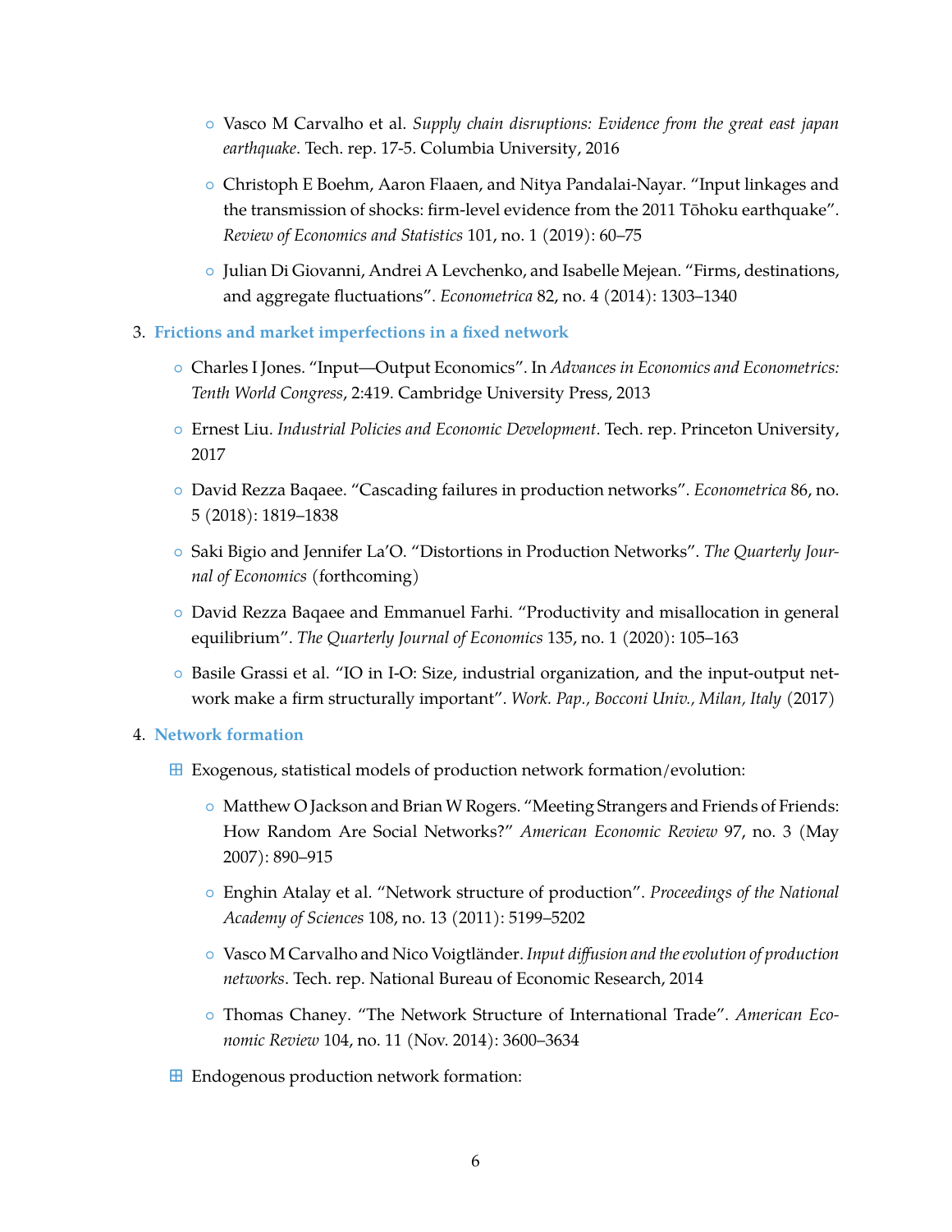- Vasco M Carvalho et al. *Supply chain disruptions: Evidence from the great east japan earthquake*. Tech. rep. 17-5. Columbia University, 2016
   - Christoph E Boehm, Aaron Flaaen, and Nitya Pandalai-Nayar. "Input linkages and the transmission of shocks: firm-level evidence from the 2011 Tōhoku earthquake". *Review of Economics and Statistics* 101, no. 1 (2019): 60–75
   - Julian Di Giovanni, Andrei A Levchenko, and Isabelle Mejean. "Firms, destinations, and aggregate fluctuations". *Econometrica* 82, no. 4 (2014): 1303–1340

3. **Frictions and market imperfections in a fixed network**
   - Charles I Jones. "Input—Output Economics". In *Advances in Economics and Econometrics: Tenth World Congress*, 2:419. Cambridge University Press, 2013
   - Ernest Liu. *Industrial Policies and Economic Development*. Tech. rep. Princeton University, 2017
   - David Rezza Baqaee. "Cascading failures in production networks". *Econometrica* 86, no. 5 (2018): 1819–1838
   - Saki Bigio and Jennifer La'O. "Distortions in Production Networks". *The Quarterly Journal of Economics* (forthcoming)
   - David Rezza Baqaee and Emmanuel Farhi. "Productivity and misallocation in general equilibrium". *The Quarterly Journal of Economics* 135, no. 1 (2020): 105–163
   - Basile Grassi et al. "IO in I-O: Size, industrial organization, and the input-output network make a firm structurally important". *Work. Pap., Bocconi Univ., Milan, Italy* (2017)

4. **Network formation**
   - Exogenous, statistical models of production network formation/evolution:
     - Matthew O Jackson and Brian W Rogers. "Meeting Strangers and Friends of Friends: How Random Are Social Networks?" *American Economic Review* 97, no. 3 (May 2007): 890–915
     - Enghin Atalay et al. "Network structure of production". *Proceedings of the National Academy of Sciences* 108, no. 13 (2011): 5199–5202
     - Vasco M Carvalho and Nico Voigtländer. *Input diffusion and the evolution of production networks*. Tech. rep. National Bureau of Economic Research, 2014
     - Thomas Chaney. "The Network Structure of International Trade". *American Economic Review* 104, no. 11 (Nov. 2014): 3600–3634
   - Endogenous production network formation: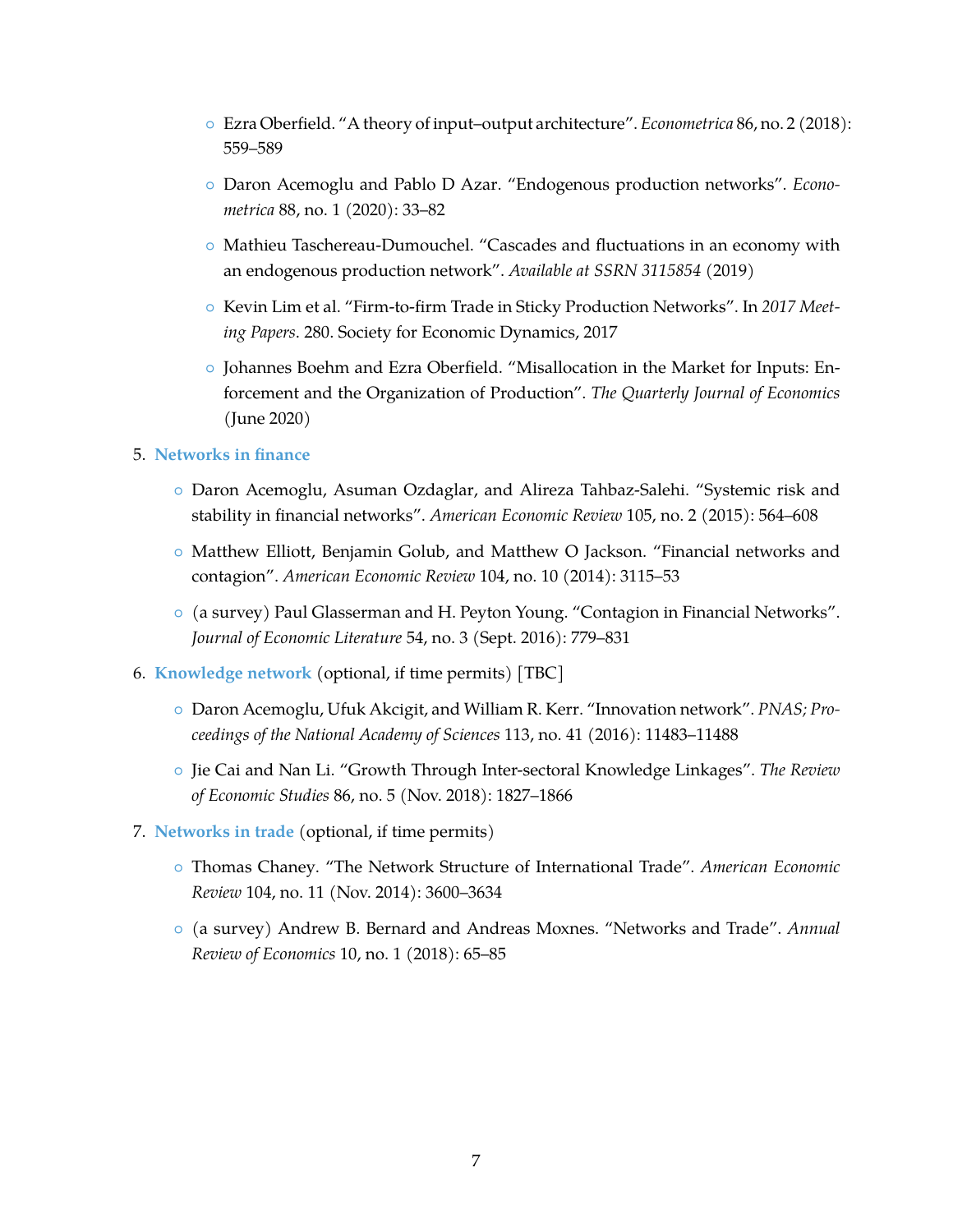- Ezra Oberfield. "A theory of input–output architecture". *Econometrica* 86, no. 2 (2018): 559–589
- Daron Acemoglu and Pablo D Azar. "Endogenous production networks". *Econometrica* 88, no. 1 (2020): 33–82
- Mathieu Taschereau-Dumouchel. "Cascades and fluctuations in an economy with an endogenous production network". *Available at SSRN 3115854* (2019)
- Kevin Lim et al. "Firm-to-firm Trade in Sticky Production Networks". In *2017 Meeting Papers*. 280. Society for Economic Dynamics, 2017
- Johannes Boehm and Ezra Oberfield. "Misallocation in the Market for Inputs: Enforcement and the Organization of Production". *The Quarterly Journal of Economics* (June 2020)

5. **Networks in finance**

   - Daron Acemoglu, Asuman Ozdaglar, and Alireza Tahbaz-Salehi. "Systemic risk and stability in financial networks". *American Economic Review* 105, no. 2 (2015): 564–608
   - Matthew Elliott, Benjamin Golub, and Matthew O Jackson. "Financial networks and contagion". *American Economic Review* 104, no. 10 (2014): 3115–53
   - (a survey) Paul Glasserman and H. Peyton Young. "Contagion in Financial Networks". *Journal of Economic Literature* 54, no. 3 (Sept. 2016): 779–831

6. **Knowledge network** (optional, if time permits) [TBC]

   - Daron Acemoglu, Ufuk Akcigit, and William R. Kerr. "Innovation network". *PNAS; Proceedings of the National Academy of Sciences* 113, no. 41 (2016): 11483–11488
   - Jie Cai and Nan Li. "Growth Through Inter-sectoral Knowledge Linkages". *The Review of Economic Studies* 86, no. 5 (Nov. 2018): 1827–1866

7. **Networks in trade** (optional, if time permits)

   - Thomas Chaney. "The Network Structure of International Trade". *American Economic Review* 104, no. 11 (Nov. 2014): 3600–3634
   - (a survey) Andrew B. Bernard and Andreas Moxnes. "Networks and Trade". *Annual Review of Economics* 10, no. 1 (2018): 65–85